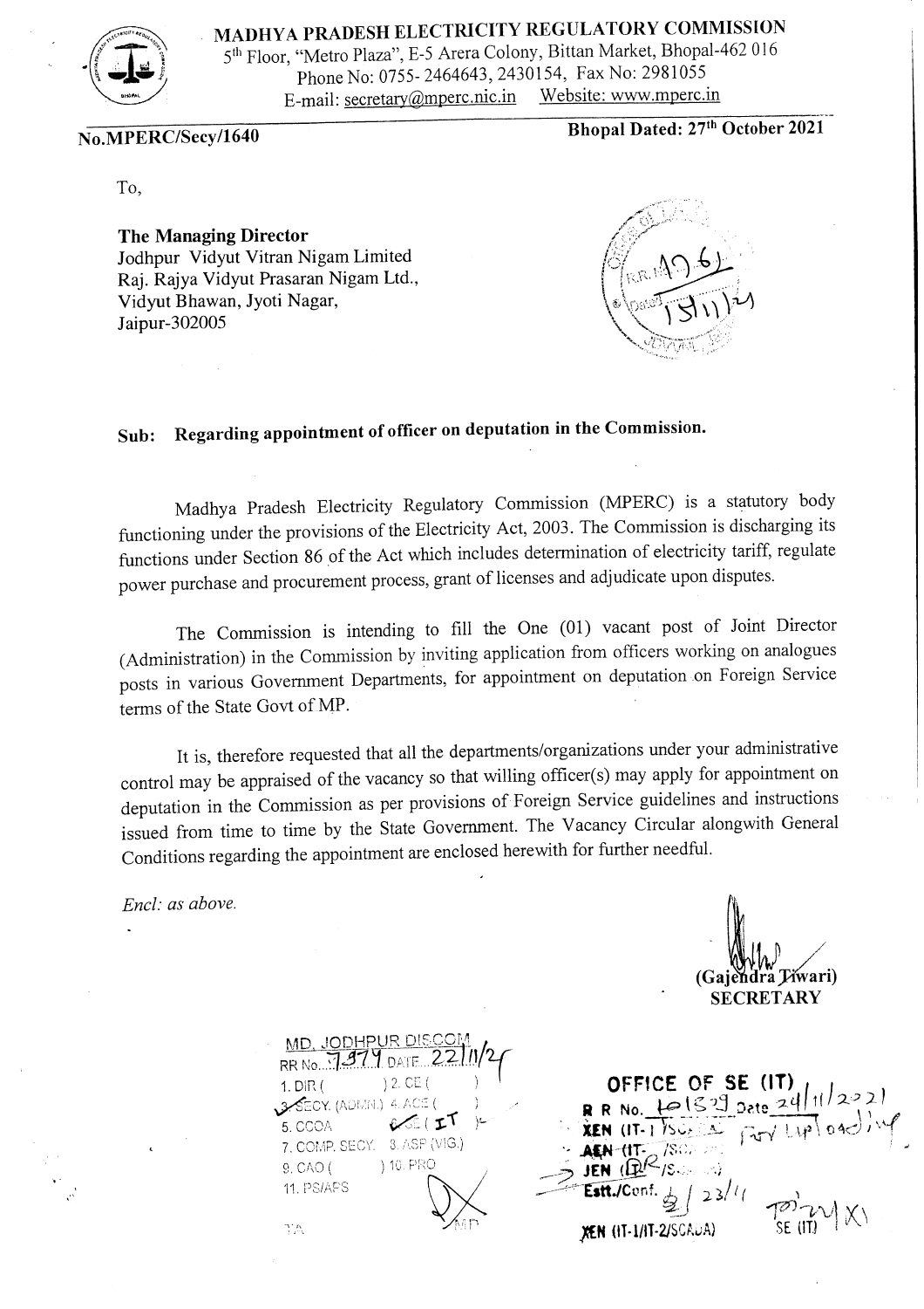# MADHYA PRADESH ELECTRICITY REGULATORY COMMISSION

5th Floor, "Metro Plaza", E-5 Arera Colony, Bittan Market, Bhopal-462 016
Phone No: 0755- 2464643, 2430154, Fax No: 2981055
E-mail: secretary@mperc.nic.in Website: www.mperc.in

**No.MPERC/Secy/1640** **Bhopal Dated: 27th October 2021**

To,

**The Managing Director**
Jodhpur Vidyut Vitran Nigam Limited
Raj. Rajya Vidyut Prasaran Nigam Ltd.,
Vidyut Bhawan, Jyoti Nagar,
Jaipur-302005

**Sub: Regarding appointment of officer on deputation in the Commission.**

Madhya Pradesh Electricity Regulatory Commission (MPERC) is a statutory body functioning under the provisions of the Electricity Act, 2003. The Commission is discharging its functions under Section 86 of the Act which includes determination of electricity tariff, regulate power purchase and procurement process, grant of licenses and adjudicate upon disputes.

The Commission is intending to fill the One (01) vacant post of Joint Director (Administration) in the Commission by inviting application from officers working on analogues posts in various Government Departments, for appointment on deputation on Foreign Service terms of the State Govt of MP.

It is, therefore requested that all the departments/organizations under your administrative control may be appraised of the vacancy so that willing officer(s) may apply for appointment on deputation in the Commission as per provisions of Foreign Service guidelines and instructions issued from time to time by the State Government. The Vacancy Circular alongwith General Conditions regarding the appointment are enclosed herewith for further needful.

*Encl: as above.*

(Gajendra Tiwari)
**SECRETARY**

MD, JODHPUR DISCOM
RR No. 7979 DATE 22/11/21
1. DIR ( ) 2. CE ( )
3. SECY. (ADMN.) 4. ACE ( )
5. CCOA 6. SE ( IT )
7. COMP. SECY. 8. ASP (VIG.)
9. CAO ( ) 10. PRO
11. PS/APS

**OFFICE OF SE (IT)**
**R R No.** 10529 Date 24/11/2021
**XEN** (IT-1/SCADA) For Uploading
**AEN** (IT- /SC )
**JEN** (IT /SC )
**Estt./Conf.** 23/11
**XEN (IT-1/IT-2/SCADA)**
SE (IT)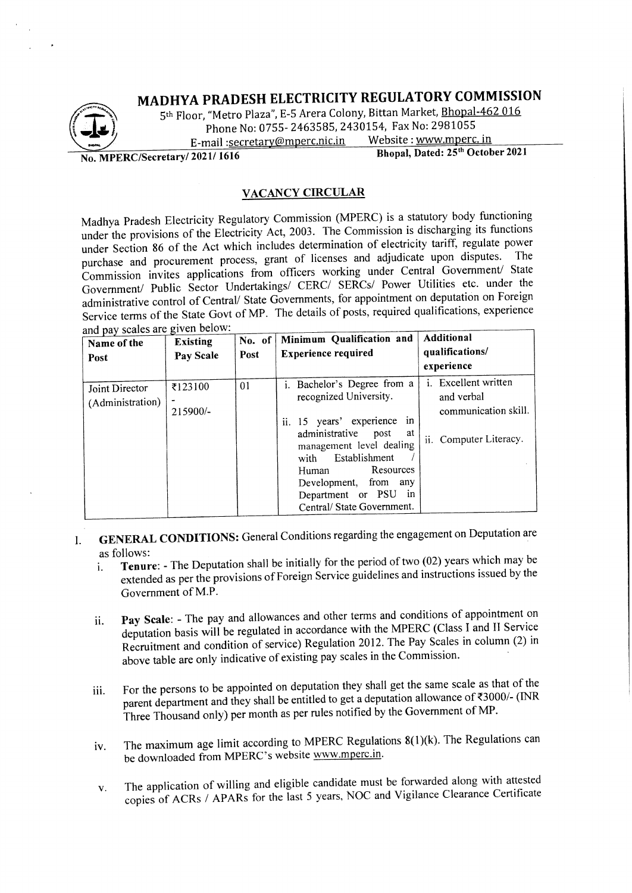# MADHYA PRADESH ELECTRICITY REGULATORY COMMISSION

5th Floor, "Metro Plaza", E-5 Arera Colony, Bittan Market, Bhopal-462 016
Phone No: 0755- 2463585, 2430154, Fax No: 2981055
E-mail :secretary@mperc.nic.in Website : www.mperc. in

**No. MPERC/Secretary/ 2021/ 1616** **Bhopal, Dated: 25th October 2021**

## VACANCY CIRCULAR

Madhya Pradesh Electricity Regulatory Commission (MPERC) is a statutory body functioning under the provisions of the Electricity Act, 2003. The Commission is discharging its functions under Section 86 of the Act which includes determination of electricity tariff, regulate power purchase and procurement process, grant of licenses and adjudicate upon disputes. The Commission invites applications from officers working under Central Government/ State Government/ Public Sector Undertakings/ CERC/ SERCs/ Power Utilities etc. under the administrative control of Central/ State Governments, for appointment on deputation on Foreign Service terms of the State Govt of MP. The details of posts, required qualifications, experience and pay scales are given below:

| Name of the Post | Existing Pay Scale | No. of Post | Minimum Qualification and Experience required | Additional qualifications/ experience |
|---|---|---|---|---|
| Joint Director (Administration) | ₹123100 - 215900/- | 01 | i. Bachelor's Degree from a recognized University. ii. 15 years' experience in administrative post at management level dealing with Establishment / Human Resources Development, from any Department or PSU in Central/ State Government. | i. Excellent written and verbal communication skill. ii. Computer Literacy. |

1. **GENERAL CONDITIONS:** General Conditions regarding the engagement on Deputation are as follows:
   i. **Tenure**: - The Deputation shall be initially for the period of two (02) years which may be extended as per the provisions of Foreign Service guidelines and instructions issued by the Government of M.P.

   ii. **Pay Scale**: - The pay and allowances and other terms and conditions of appointment on deputation basis will be regulated in accordance with the MPERC (Class I and II Service Recruitment and condition of service) Regulation 2012. The Pay Scales in column (2) in above table are only indicative of existing pay scales in the Commission.

   iii. For the persons to be appointed on deputation they shall get the same scale as that of the parent department and they shall be entitled to get a deputation allowance of ₹3000/- (INR Three Thousand only) per month as per rules notified by the Government of MP.

   iv. The maximum age limit according to MPERC Regulations 8(1)(k). The Regulations can be downloaded from MPERC's website www.mperc.in.

   v. The application of willing and eligible candidate must be forwarded along with attested copies of ACRs / APARs for the last 5 years, NOC and Vigilance Clearance Certificate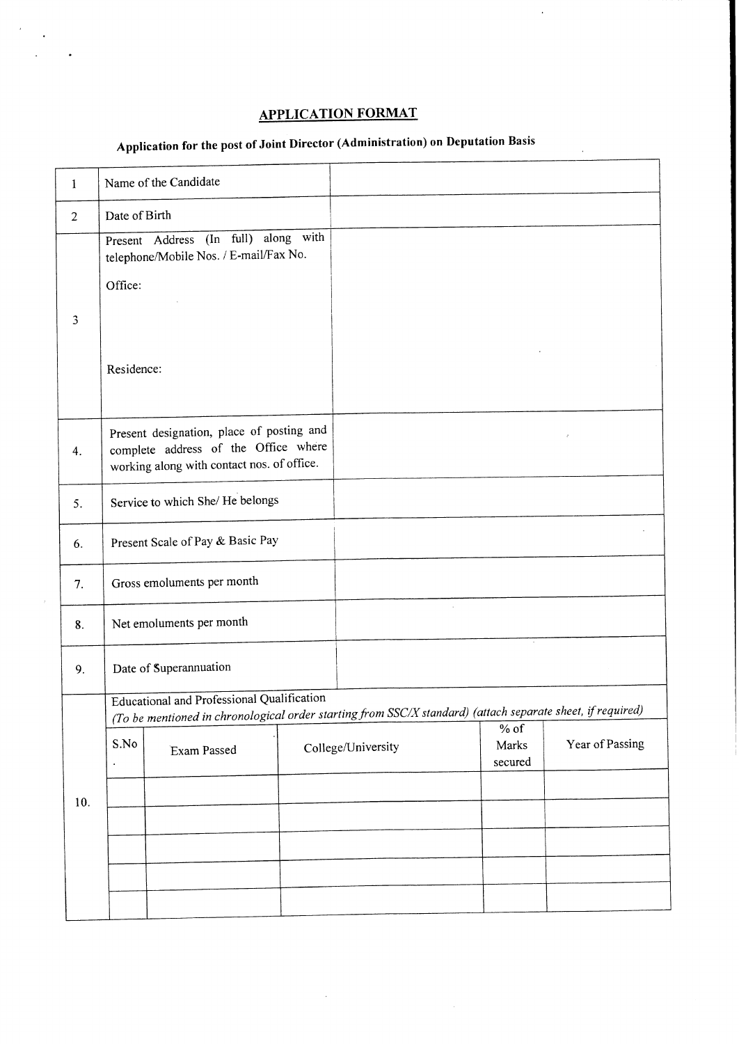## APPLICATION FORMAT

### Application for the post of Joint Director (Administration) on Deputation Basis

| | | |
|---|---|---|
| 1 | Name of the Candidate | |
| 2 | Date of Birth | |
| 3 | Present Address (In full) along with telephone/Mobile Nos. / E-mail/Fax No.<br><br>Office:<br><br><br>Residence: | |
| 4. | Present designation, place of posting and complete address of the Office where working along with contact nos. of office. | |
| 5. | Service to which She/ He belongs | |
| 6. | Present Scale of Pay & Basic Pay | |
| 7. | Gross emoluments per month | |
| 8. | Net emoluments per month | |
| 9. | Date of Superannuation | |

**10. Educational and Professional Qualification**
*(To be mentioned in chronological order starting from SSC/X standard) (attach separate sheet, if required)*

| S.No. | Exam Passed | College/University | % of Marks secured | Year of Passing |
|---|---|---|---|---|
| | | | | |
| | | | | |
| | | | | |
| | | | | |
| | | | | |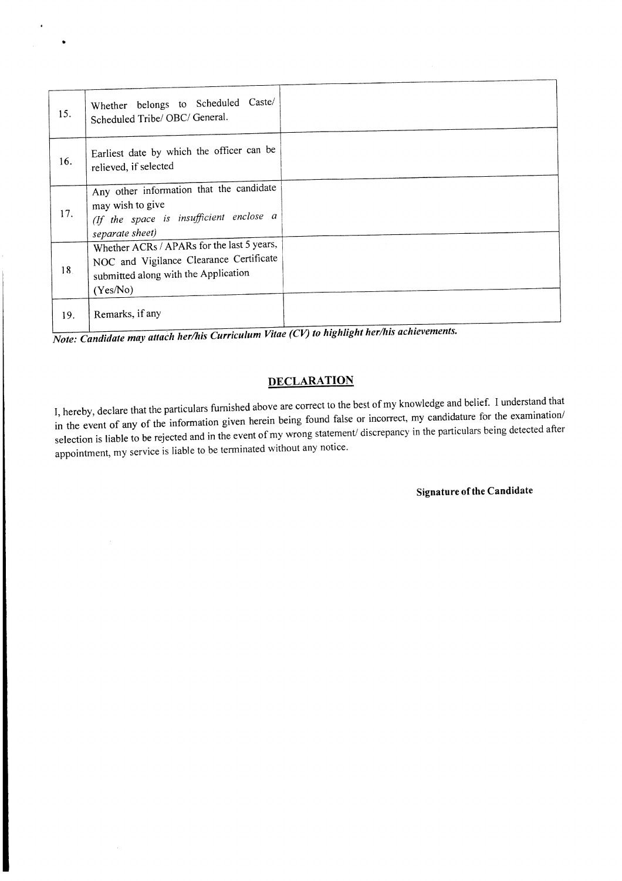| | | |
|---|---|---|
| 15. | Whether belongs to Scheduled Caste/ Scheduled Tribe/ OBC/ General. | |
| 16. | Earliest date by which the officer can be relieved, if selected | |
| 17. | Any other information that the candidate may wish to give *(If the space is insufficient enclose a separate sheet)* | |
| 18 | Whether ACRs / APARs for the last 5 years, NOC and Vigilance Clearance Certificate submitted along with the Application (Yes/No) | |
| 19. | Remarks, if any | |

***Note: Candidate may attach her/his Curriculum Vitae (CV) to highlight her/his achievements.***

## DECLARATION

I, hereby, declare that the particulars furnished above are correct to the best of my knowledge and belief. I understand that in the event of any of the information given herein being found false or incorrect, my candidature for the examination/ selection is liable to be rejected and in the event of my wrong statement/ discrepancy in the particulars being detected after appointment, my service is liable to be terminated without any notice.

**Signature of the Candidate**